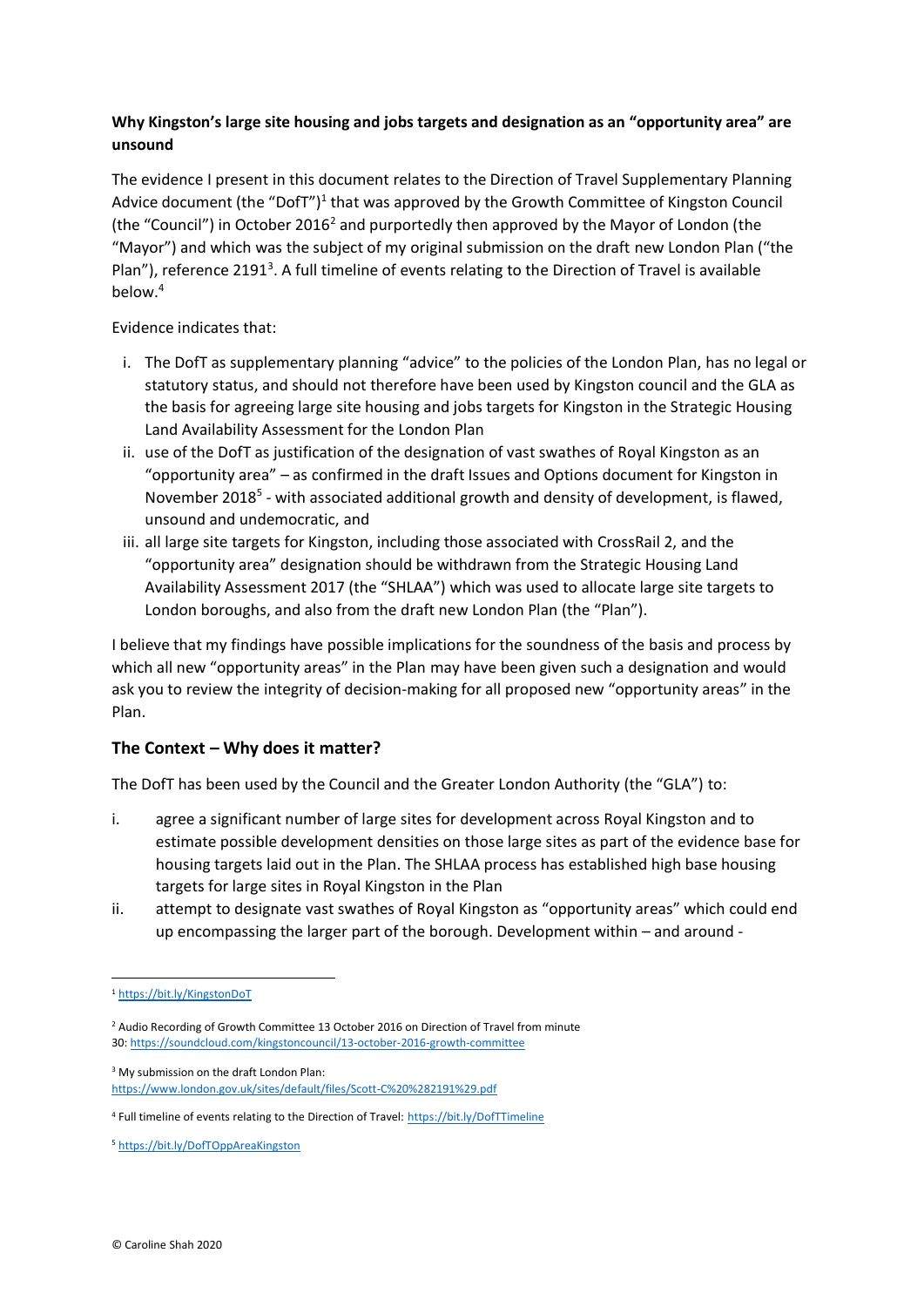**Why Kingston's large site housing and jobs targets and designation as an "opportunity area" are unsound**

The evidence I present in this document relates to the Direction of Travel Supplementary Planning Advice document (the "DofT")[1] that was approved by the Growth Committee of Kingston Council (the "Council") in October 2016[2] and purportedly then approved by the Mayor of London (the "Mayor") and which was the subject of my original submission on the draft new London Plan ("the Plan"), reference 2191[3]. A full timeline of events relating to the Direction of Travel is available below.[4]

Evidence indicates that:

i. The DofT as supplementary planning "advice" to the policies of the London Plan, has no legal or statutory status, and should not therefore have been used by Kingston council and the GLA as the basis for agreeing large site housing and jobs targets for Kingston in the Strategic Housing Land Availability Assessment for the London Plan
ii. use of the DofT as justification of the designation of vast swathes of Royal Kingston as an "opportunity area" – as confirmed in the draft Issues and Options document for Kingston in November 2018[5] - with associated additional growth and density of development, is flawed, unsound and undemocratic, and
iii. all large site targets for Kingston, including those associated with CrossRail 2, and the "opportunity area" designation should be withdrawn from the Strategic Housing Land Availability Assessment 2017 (the "SHLAA") which was used to allocate large site targets to London boroughs, and also from the draft new London Plan (the "Plan").

I believe that my findings have possible implications for the soundness of the basis and process by which all new "opportunity areas" in the Plan may have been given such a designation and would ask you to review the integrity of decision-making for all proposed new "opportunity areas" in the Plan.

## The Context – Why does it matter?

The DofT has been used by the Council and the Greater London Authority (the "GLA") to:

i. agree a significant number of large sites for development across Royal Kingston and to estimate possible development densities on those large sites as part of the evidence base for housing targets laid out in the Plan. The SHLAA process has established high base housing targets for large sites in Royal Kingston in the Plan
ii. attempt to designate vast swathes of Royal Kingston as "opportunity areas" which could end up encompassing the larger part of the borough. Development within – and around -

---

[1] https://bit.ly/KingstonDoT

[2] Audio Recording of Growth Committee 13 October 2016 on Direction of Travel from minute 30: https://soundcloud.com/kingstoncouncil/13-october-2016-growth-committee

[3] My submission on the draft London Plan: https://www.london.gov.uk/sites/default/files/Scott-C%20%282191%29.pdf

[4] Full timeline of events relating to the Direction of Travel: https://bit.ly/DofTTimeline

[5] https://bit.ly/DofTOppAreaKingston

© Caroline Shah 2020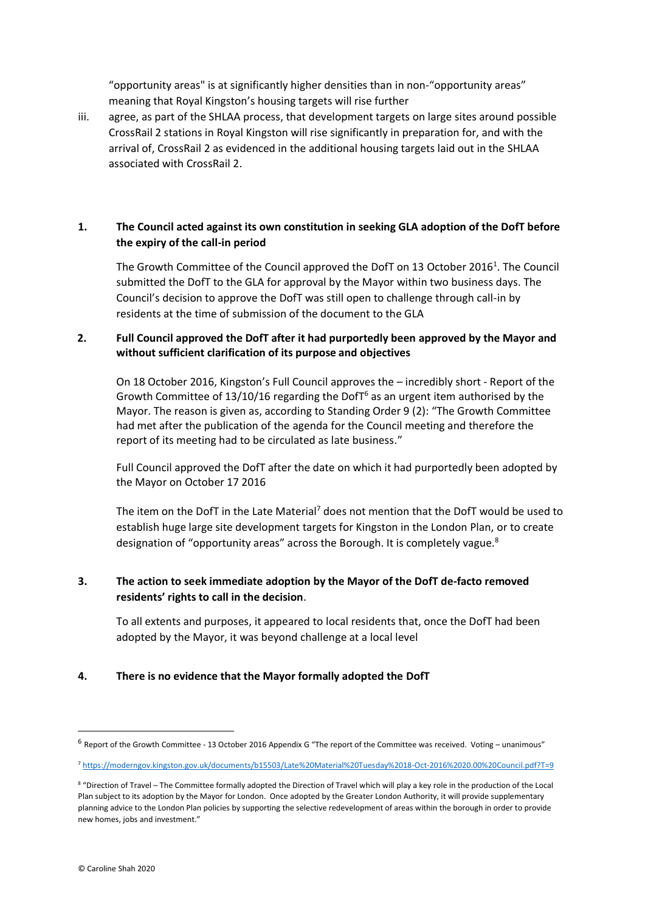"opportunity areas" is at significantly higher densities than in non-"opportunity areas" meaning that Royal Kingston's housing targets will rise further

iii. agree, as part of the SHLAA process, that development targets on large sites around possible CrossRail 2 stations in Royal Kingston will rise significantly in preparation for, and with the arrival of, CrossRail 2 as evidenced in the additional housing targets laid out in the SHLAA associated with CrossRail 2.

**1. The Council acted against its own constitution in seeking GLA adoption of the DofT before the expiry of the call-in period**

The Growth Committee of the Council approved the DofT on 13 October 2016[1]. The Council submitted the DofT to the GLA for approval by the Mayor within two business days. The Council's decision to approve the DofT was still open to challenge through call-in by residents at the time of submission of the document to the GLA

**2. Full Council approved the DofT after it had purportedly been approved by the Mayor and without sufficient clarification of its purpose and objectives**

On 18 October 2016, Kingston's Full Council approves the – incredibly short - Report of the Growth Committee of 13/10/16 regarding the DofT[6] as an urgent item authorised by the Mayor. The reason is given as, according to Standing Order 9 (2): "The Growth Committee had met after the publication of the agenda for the Council meeting and therefore the report of its meeting had to be circulated as late business."

Full Council approved the DofT after the date on which it had purportedly been adopted by the Mayor on October 17 2016

The item on the DofT in the Late Material[7] does not mention that the DofT would be used to establish huge large site development targets for Kingston in the London Plan, or to create designation of "opportunity areas" across the Borough. It is completely vague.[8]

**3. The action to seek immediate adoption by the Mayor of the DofT de-facto removed residents' rights to call in the decision.**

To all extents and purposes, it appeared to local residents that, once the DofT had been adopted by the Mayor, it was beyond challenge at a local level

**4. There is no evidence that the Mayor formally adopted the DofT**

---

[6] Report of the Growth Committee - 13 October 2016 Appendix G "The report of the Committee was received. Voting – unanimous"

[7] https://moderngov.kingston.gov.uk/documents/b15503/Late%20Material%20Tuesday%2018-Oct-2016%2020.00%20Council.pdf?T=9

[8] "Direction of Travel – The Committee formally adopted the Direction of Travel which will play a key role in the production of the Local Plan subject to its adoption by the Mayor for London. Once adopted by the Greater London Authority, it will provide supplementary planning advice to the London Plan policies by supporting the selective redevelopment of areas within the borough in order to provide new homes, jobs and investment."

© Caroline Shah 2020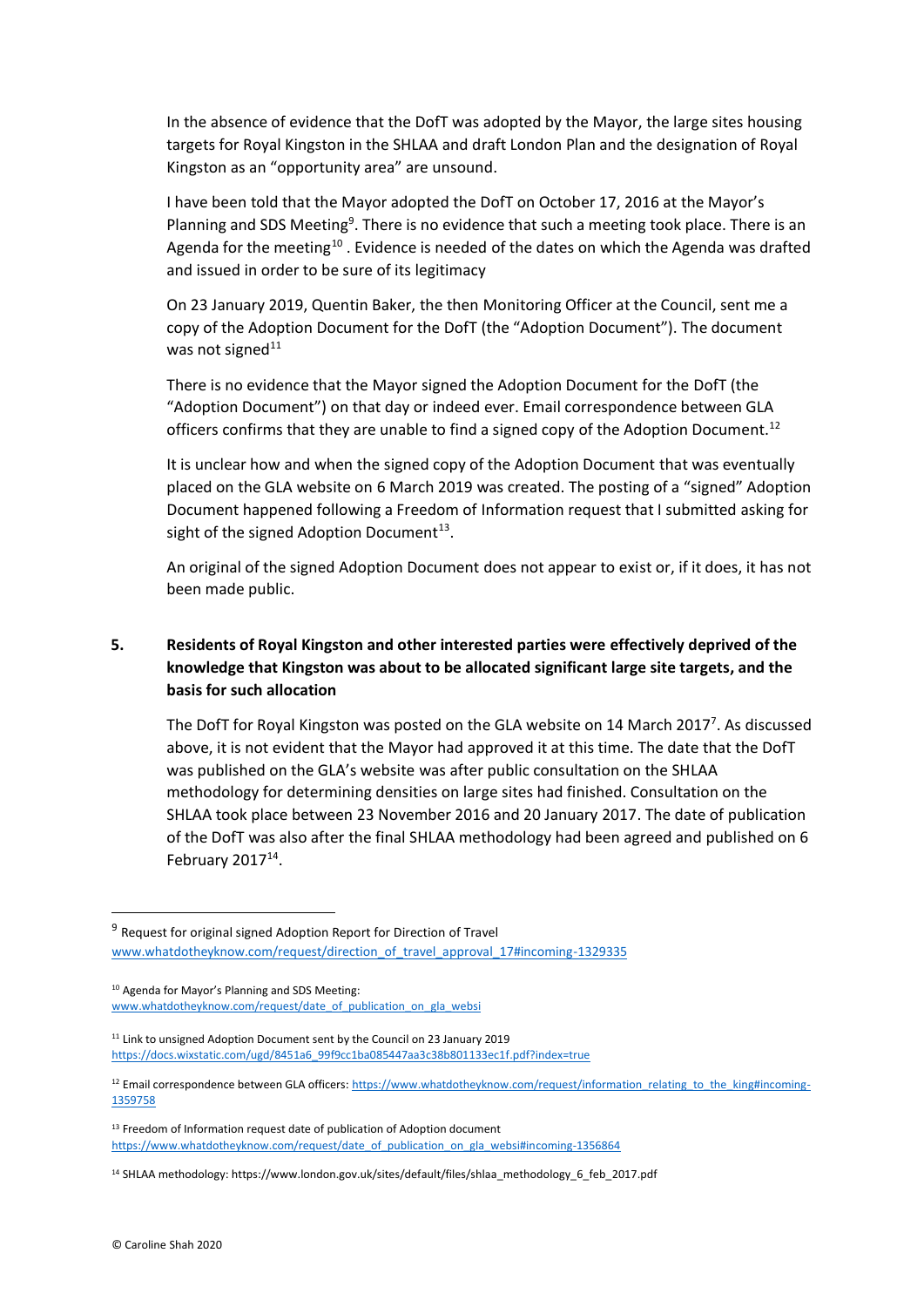In the absence of evidence that the DofT was adopted by the Mayor, the large sites housing targets for Royal Kingston in the SHLAA and draft London Plan and the designation of Royal Kingston as an "opportunity area" are unsound.

I have been told that the Mayor adopted the DofT on October 17, 2016 at the Mayor's Planning and SDS Meeting[9]. There is no evidence that such a meeting took place. There is an Agenda for the meeting[10] . Evidence is needed of the dates on which the Agenda was drafted and issued in order to be sure of its legitimacy

On 23 January 2019, Quentin Baker, the then Monitoring Officer at the Council, sent me a copy of the Adoption Document for the DofT (the "Adoption Document"). The document was not signed[11]

There is no evidence that the Mayor signed the Adoption Document for the DofT (the "Adoption Document") on that day or indeed ever. Email correspondence between GLA officers confirms that they are unable to find a signed copy of the Adoption Document.[12]

It is unclear how and when the signed copy of the Adoption Document that was eventually placed on the GLA website on 6 March 2019 was created. The posting of a "signed" Adoption Document happened following a Freedom of Information request that I submitted asking for sight of the signed Adoption Document[13].

An original of the signed Adoption Document does not appear to exist or, if it does, it has not been made public.

## 5. Residents of Royal Kingston and other interested parties were effectively deprived of the knowledge that Kingston was about to be allocated significant large site targets, and the basis for such allocation

The DofT for Royal Kingston was posted on the GLA website on 14 March 2017[7]. As discussed above, it is not evident that the Mayor had approved it at this time. The date that the DofT was published on the GLA's website was after public consultation on the SHLAA methodology for determining densities on large sites had finished. Consultation on the SHLAA took place between 23 November 2016 and 20 January 2017. The date of publication of the DofT was also after the final SHLAA methodology had been agreed and published on 6 February 2017[14].

---

[9] Request for original signed Adoption Report for Direction of Travel www.whatdotheyknow.com/request/direction_of_travel_approval_17#incoming-1329335

[10] Agenda for Mayor's Planning and SDS Meeting: www.whatdotheyknow.com/request/date_of_publication_on_gla_websi

[11] Link to unsigned Adoption Document sent by the Council on 23 January 2019 https://docs.wixstatic.com/ugd/8451a6_99f9cc1ba085447aa3c38b801133ec1f.pdf?index=true

[12] Email correspondence between GLA officers: https://www.whatdotheyknow.com/request/information_relating_to_the_king#incoming-1359758

[13] Freedom of Information request date of publication of Adoption document https://www.whatdotheyknow.com/request/date_of_publication_on_gla_websi#incoming-1356864

[14] SHLAA methodology: https://www.london.gov.uk/sites/default/files/shlaa_methodology_6_feb_2017.pdf

© Caroline Shah 2020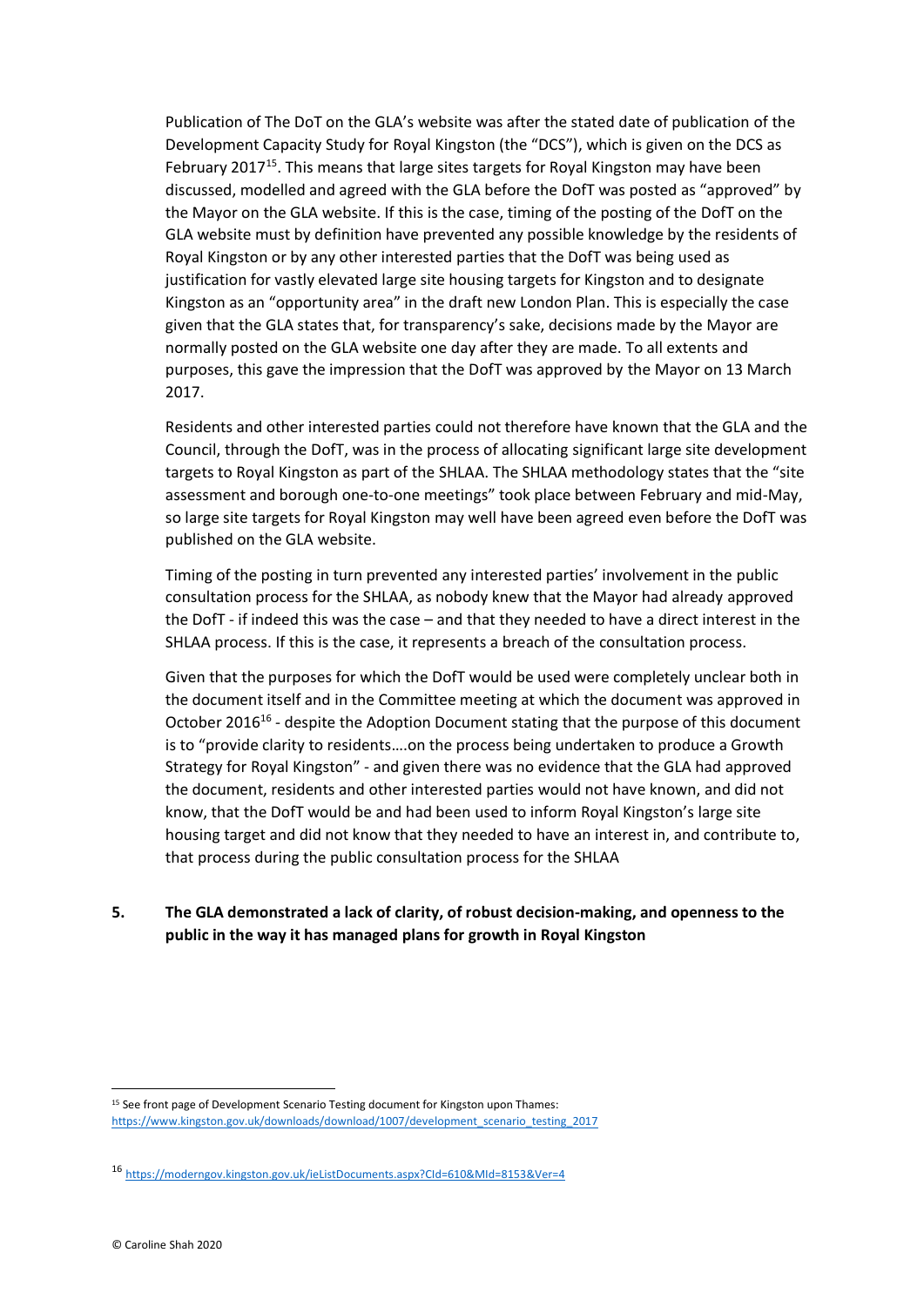Publication of The DoT on the GLA's website was after the stated date of publication of the Development Capacity Study for Royal Kingston (the "DCS"), which is given on the DCS as February 2017[15]. This means that large sites targets for Royal Kingston may have been discussed, modelled and agreed with the GLA before the DofT was posted as "approved" by the Mayor on the GLA website. If this is the case, timing of the posting of the DofT on the GLA website must by definition have prevented any possible knowledge by the residents of Royal Kingston or by any other interested parties that the DofT was being used as justification for vastly elevated large site housing targets for Kingston and to designate Kingston as an "opportunity area" in the draft new London Plan. This is especially the case given that the GLA states that, for transparency's sake, decisions made by the Mayor are normally posted on the GLA website one day after they are made. To all extents and purposes, this gave the impression that the DofT was approved by the Mayor on 13 March 2017.

Residents and other interested parties could not therefore have known that the GLA and the Council, through the DofT, was in the process of allocating significant large site development targets to Royal Kingston as part of the SHLAA. The SHLAA methodology states that the "site assessment and borough one-to-one meetings" took place between February and mid-May, so large site targets for Royal Kingston may well have been agreed even before the DofT was published on the GLA website.

Timing of the posting in turn prevented any interested parties' involvement in the public consultation process for the SHLAA, as nobody knew that the Mayor had already approved the DofT - if indeed this was the case – and that they needed to have a direct interest in the SHLAA process. If this is the case, it represents a breach of the consultation process.

Given that the purposes for which the DofT would be used were completely unclear both in the document itself and in the Committee meeting at which the document was approved in October 2016[16] - despite the Adoption Document stating that the purpose of this document is to "provide clarity to residents….on the process being undertaken to produce a Growth Strategy for Royal Kingston" - and given there was no evidence that the GLA had approved the document, residents and other interested parties would not have known, and did not know, that the DofT would be and had been used to inform Royal Kingston's large site housing target and did not know that they needed to have an interest in, and contribute to, that process during the public consultation process for the SHLAA

**5. The GLA demonstrated a lack of clarity, of robust decision-making, and openness to the public in the way it has managed plans for growth in Royal Kingston**

[15] See front page of Development Scenario Testing document for Kingston upon Thames: https://www.kingston.gov.uk/downloads/download/1007/development_scenario_testing_2017

[16] https://moderngov.kingston.gov.uk/ieListDocuments.aspx?CId=610&MId=8153&Ver=4

© Caroline Shah 2020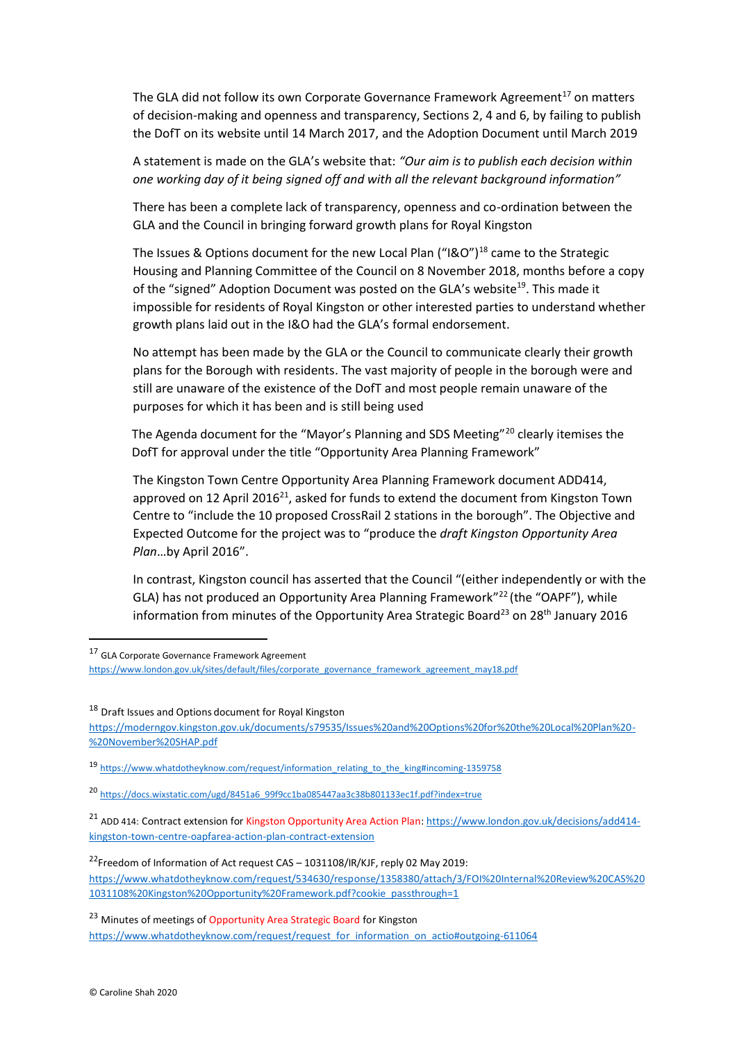The GLA did not follow its own Corporate Governance Framework Agreement[17] on matters of decision-making and openness and transparency, Sections 2, 4 and 6, by failing to publish the DofT on its website until 14 March 2017, and the Adoption Document until March 2019

A statement is made on the GLA's website that: *"Our aim is to publish each decision within one working day of it being signed off and with all the relevant background information"*

There has been a complete lack of transparency, openness and co-ordination between the GLA and the Council in bringing forward growth plans for Royal Kingston

The Issues & Options document for the new Local Plan ("I&O")[18] came to the Strategic Housing and Planning Committee of the Council on 8 November 2018, months before a copy of the "signed" Adoption Document was posted on the GLA's website[19]. This made it impossible for residents of Royal Kingston or other interested parties to understand whether growth plans laid out in the I&O had the GLA's formal endorsement.

No attempt has been made by the GLA or the Council to communicate clearly their growth plans for the Borough with residents. The vast majority of people in the borough were and still are unaware of the existence of the DofT and most people remain unaware of the purposes for which it has been and is still being used

The Agenda document for the "Mayor's Planning and SDS Meeting"[20] clearly itemises the DofT for approval under the title "Opportunity Area Planning Framework"

The Kingston Town Centre Opportunity Area Planning Framework document ADD414, approved on 12 April 2016[21], asked for funds to extend the document from Kingston Town Centre to "include the 10 proposed CrossRail 2 stations in the borough". The Objective and Expected Outcome for the project was to "produce the *draft Kingston Opportunity Area Plan*…by April 2016".

In contrast, Kingston council has asserted that the Council "(either independently or with the GLA) has not produced an Opportunity Area Planning Framework"[22] (the "OAPF"), while information from minutes of the Opportunity Area Strategic Board[23] on 28th January 2016

---

[17] GLA Corporate Governance Framework Agreement https://www.london.gov.uk/sites/default/files/corporate_governance_framework_agreement_may18.pdf

[18] Draft Issues and Options document for Royal Kingston https://moderngov.kingston.gov.uk/documents/s79535/Issues%20and%20Options%20for%20the%20Local%20Plan%20-%20November%20SHAP.pdf

[19] https://www.whatdotheyknow.com/request/information_relating_to_the_king#incoming-1359758

[20] https://docs.wixstatic.com/ugd/8451a6_99f9cc1ba085447aa3c38b801133ec1f.pdf?index=true

[21] ADD 414: Contract extension for Kingston Opportunity Area Action Plan: https://www.london.gov.uk/decisions/add414-kingston-town-centre-oapfarea-action-plan-contract-extension

[22] Freedom of Information of Act request CAS – 1031108/IR/KJF, reply 02 May 2019: https://www.whatdotheyknow.com/request/534630/response/1358380/attach/3/FOI%20Internal%20Review%20CAS%201031108%20Kingston%20Opportunity%20Framework.pdf?cookie_passthrough=1

[23] Minutes of meetings of Opportunity Area Strategic Board for Kingston https://www.whatdotheyknow.com/request/request_for_information_on_actio#outgoing-611064

© Caroline Shah 2020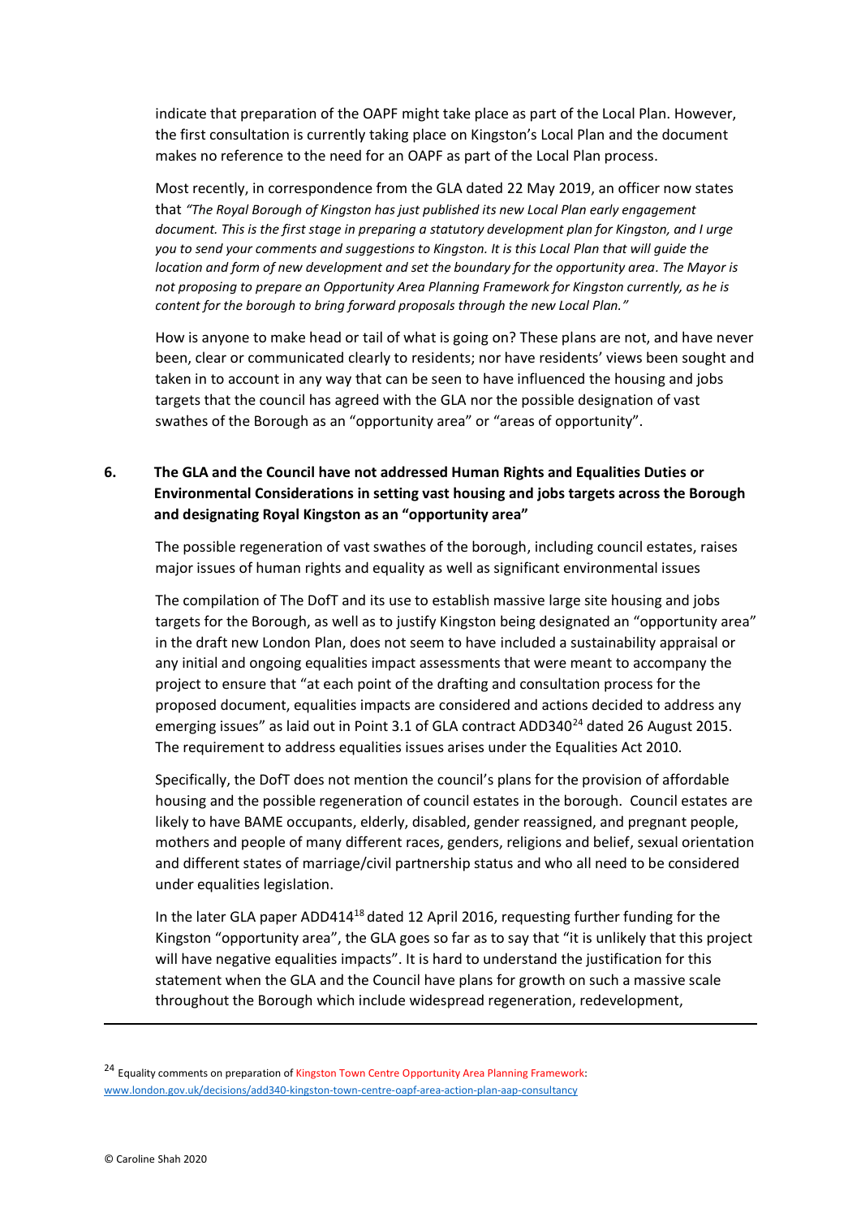indicate that preparation of the OAPF might take place as part of the Local Plan. However, the first consultation is currently taking place on Kingston's Local Plan and the document makes no reference to the need for an OAPF as part of the Local Plan process.

Most recently, in correspondence from the GLA dated 22 May 2019, an officer now states that *"The Royal Borough of Kingston has just published its new Local Plan early engagement document. This is the first stage in preparing a statutory development plan for Kingston, and I urge you to send your comments and suggestions to Kingston. It is this Local Plan that will guide the location and form of new development and set the boundary for the opportunity area. The Mayor is not proposing to prepare an Opportunity Area Planning Framework for Kingston currently, as he is content for the borough to bring forward proposals through the new Local Plan."*

How is anyone to make head or tail of what is going on? These plans are not, and have never been, clear or communicated clearly to residents; nor have residents' views been sought and taken in to account in any way that can be seen to have influenced the housing and jobs targets that the council has agreed with the GLA nor the possible designation of vast swathes of the Borough as an "opportunity area" or "areas of opportunity".

## 6. The GLA and the Council have not addressed Human Rights and Equalities Duties or Environmental Considerations in setting vast housing and jobs targets across the Borough and designating Royal Kingston as an "opportunity area"

The possible regeneration of vast swathes of the borough, including council estates, raises major issues of human rights and equality as well as significant environmental issues

The compilation of The DofT and its use to establish massive large site housing and jobs targets for the Borough, as well as to justify Kingston being designated an "opportunity area" in the draft new London Plan, does not seem to have included a sustainability appraisal or any initial and ongoing equalities impact assessments that were meant to accompany the project to ensure that "at each point of the drafting and consultation process for the proposed document, equalities impacts are considered and actions decided to address any emerging issues" as laid out in Point 3.1 of GLA contract ADD340[24] dated 26 August 2015. The requirement to address equalities issues arises under the Equalities Act 2010.

Specifically, the DofT does not mention the council's plans for the provision of affordable housing and the possible regeneration of council estates in the borough. Council estates are likely to have BAME occupants, elderly, disabled, gender reassigned, and pregnant people, mothers and people of many different races, genders, religions and belief, sexual orientation and different states of marriage/civil partnership status and who all need to be considered under equalities legislation.

In the later GLA paper ADD414[18] dated 12 April 2016, requesting further funding for the Kingston "opportunity area", the GLA goes so far as to say that "it is unlikely that this project will have negative equalities impacts". It is hard to understand the justification for this statement when the GLA and the Council have plans for growth on such a massive scale throughout the Borough which include widespread regeneration, redevelopment,

---

[24] Equality comments on preparation of Kingston Town Centre Opportunity Area Planning Framework: www.london.gov.uk/decisions/add340-kingston-town-centre-oapf-area-action-plan-aap-consultancy

© Caroline Shah 2020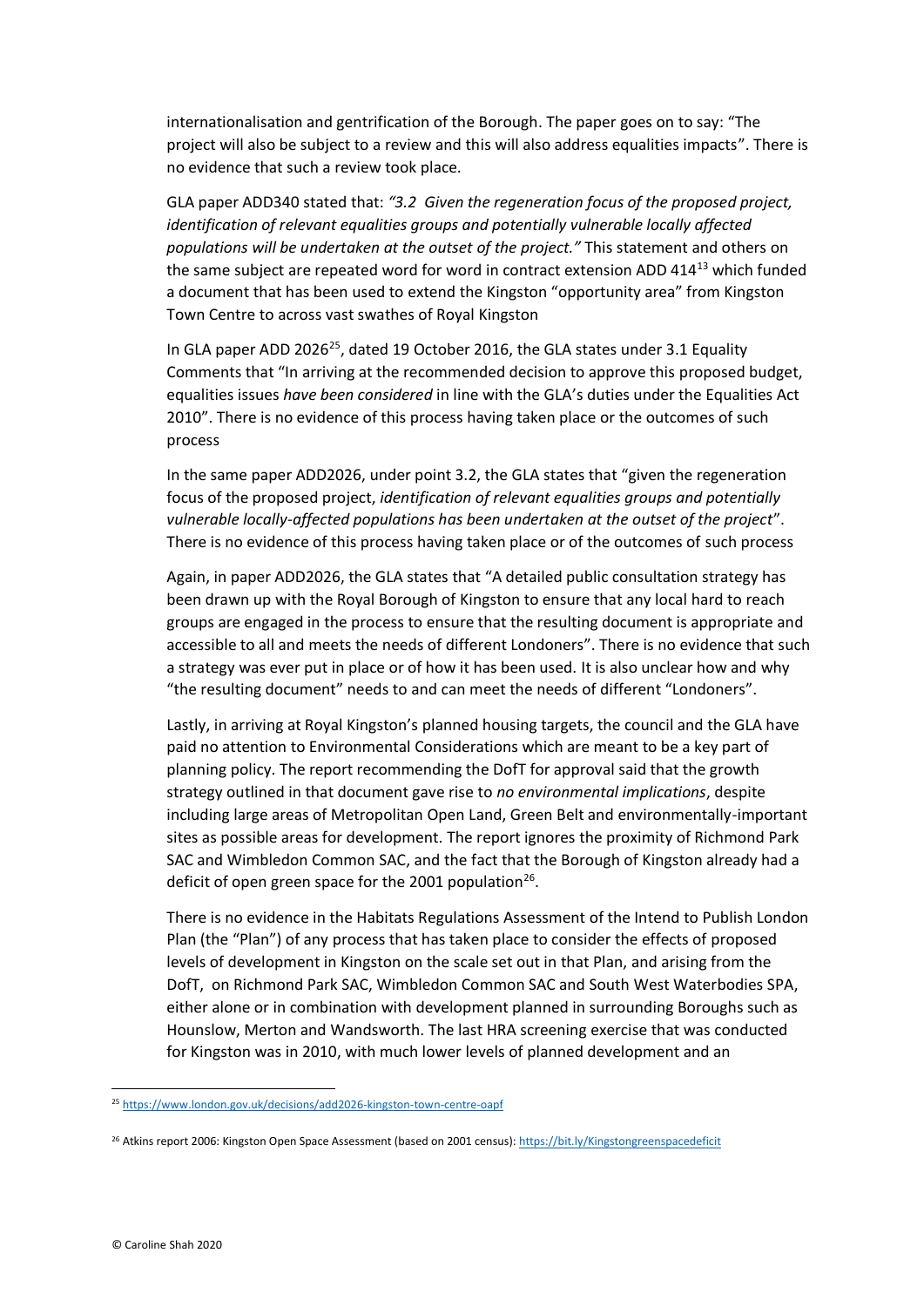internationalisation and gentrification of the Borough. The paper goes on to say: "The project will also be subject to a review and this will also address equalities impacts". There is no evidence that such a review took place.

GLA paper ADD340 stated that: *"3.2 Given the regeneration focus of the proposed project, identification of relevant equalities groups and potentially vulnerable locally affected populations will be undertaken at the outset of the project."* This statement and others on the same subject are repeated word for word in contract extension ADD 414[13] which funded a document that has been used to extend the Kingston "opportunity area" from Kingston Town Centre to across vast swathes of Royal Kingston

In GLA paper ADD 2026[25], dated 19 October 2016, the GLA states under 3.1 Equality Comments that "In arriving at the recommended decision to approve this proposed budget, equalities issues *have been considered* in line with the GLA's duties under the Equalities Act 2010". There is no evidence of this process having taken place or the outcomes of such process

In the same paper ADD2026, under point 3.2, the GLA states that "given the regeneration focus of the proposed project, *identification of relevant equalities groups and potentially vulnerable locally-affected populations has been undertaken at the outset of the project*". There is no evidence of this process having taken place or of the outcomes of such process

Again, in paper ADD2026, the GLA states that "A detailed public consultation strategy has been drawn up with the Royal Borough of Kingston to ensure that any local hard to reach groups are engaged in the process to ensure that the resulting document is appropriate and accessible to all and meets the needs of different Londoners". There is no evidence that such a strategy was ever put in place or of how it has been used. It is also unclear how and why "the resulting document" needs to and can meet the needs of different "Londoners".

Lastly, in arriving at Royal Kingston's planned housing targets, the council and the GLA have paid no attention to Environmental Considerations which are meant to be a key part of planning policy. The report recommending the DofT for approval said that the growth strategy outlined in that document gave rise to *no environmental implications*, despite including large areas of Metropolitan Open Land, Green Belt and environmentally-important sites as possible areas for development. The report ignores the proximity of Richmond Park SAC and Wimbledon Common SAC, and the fact that the Borough of Kingston already had a deficit of open green space for the 2001 population[26].

There is no evidence in the Habitats Regulations Assessment of the Intend to Publish London Plan (the "Plan") of any process that has taken place to consider the effects of proposed levels of development in Kingston on the scale set out in that Plan, and arising from the DofT, on Richmond Park SAC, Wimbledon Common SAC and South West Waterbodies SPA, either alone or in combination with development planned in surrounding Boroughs such as Hounslow, Merton and Wandsworth. The last HRA screening exercise that was conducted for Kingston was in 2010, with much lower levels of planned development and an

---

[25] https://www.london.gov.uk/decisions/add2026-kingston-town-centre-oapf

[26] Atkins report 2006: Kingston Open Space Assessment (based on 2001 census): https://bit.ly/Kingstongreenspacedeficit

© Caroline Shah 2020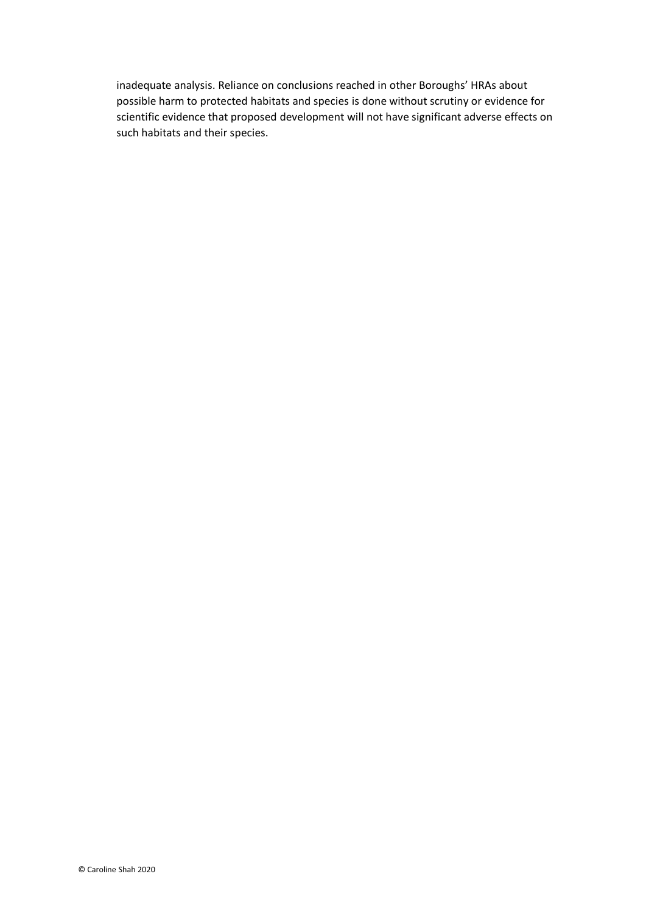inadequate analysis. Reliance on conclusions reached in other Boroughs' HRAs about possible harm to protected habitats and species is done without scrutiny or evidence for scientific evidence that proposed development will not have significant adverse effects on such habitats and their species.

© Caroline Shah 2020